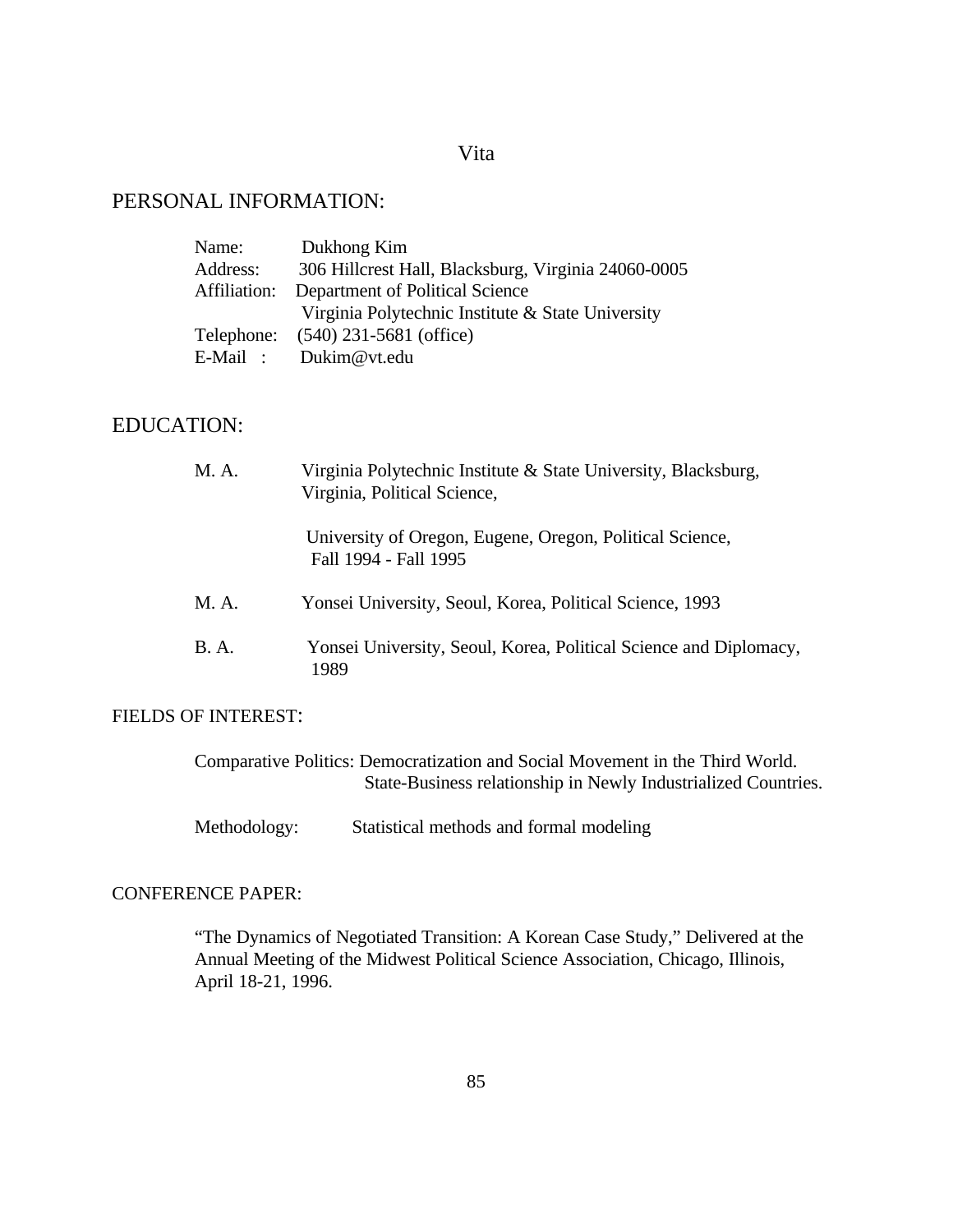# Vita

## PERSONAL INFORMATION:

Name: Dukhong Kim
Address: 306 Hillcrest Hall, Blacksburg, Virginia 24060-0005
Affiliation: Department of Political Science
Virginia Polytechnic Institute & State University
Telephone: (540) 231-5681 (office)
E-Mail : Dukim@vt.edu

## EDUCATION:

M. A. Virginia Polytechnic Institute & State University, Blacksburg, Virginia, Political Science,

University of Oregon, Eugene, Oregon, Political Science, Fall 1994 - Fall 1995

M. A. Yonsei University, Seoul, Korea, Political Science, 1993

B. A. Yonsei University, Seoul, Korea, Political Science and Diplomacy, 1989

### FIELDS OF INTEREST:

Comparative Politics: Democratization and Social Movement in the Third World.
State-Business relationship in Newly Industrialized Countries.

Methodology: Statistical methods and formal modeling

### CONFERENCE PAPER:

"The Dynamics of Negotiated Transition: A Korean Case Study," Delivered at the Annual Meeting of the Midwest Political Science Association, Chicago, Illinois, April 18-21, 1996.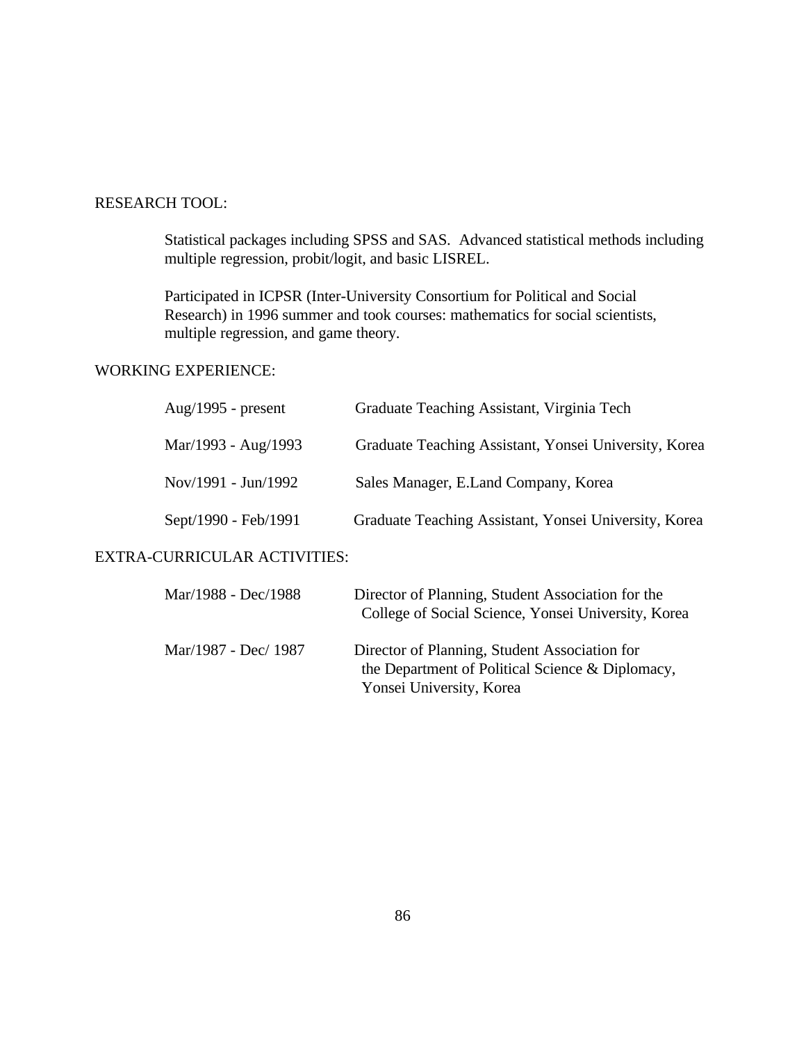RESEARCH TOOL:

Statistical packages including SPSS and SAS. Advanced statistical methods including multiple regression, probit/logit, and basic LISREL.

Participated in ICPSR (Inter-University Consortium for Political and Social Research) in 1996 summer and took courses: mathematics for social scientists, multiple regression, and game theory.

WORKING EXPERIENCE:

| | |
|---|---|
| Aug/1995 - present | Graduate Teaching Assistant, Virginia Tech |
| Mar/1993 - Aug/1993 | Graduate Teaching Assistant, Yonsei University, Korea |
| Nov/1991 - Jun/1992 | Sales Manager, E.Land Company, Korea |
| Sept/1990 - Feb/1991 | Graduate Teaching Assistant, Yonsei University, Korea |

EXTRA-CURRICULAR ACTIVITIES:

| | |
|---|---|
| Mar/1988 - Dec/1988 | Director of Planning, Student Association for the College of Social Science, Yonsei University, Korea |
| Mar/1987 - Dec/ 1987 | Director of Planning, Student Association for the Department of Political Science & Diplomacy, Yonsei University, Korea |